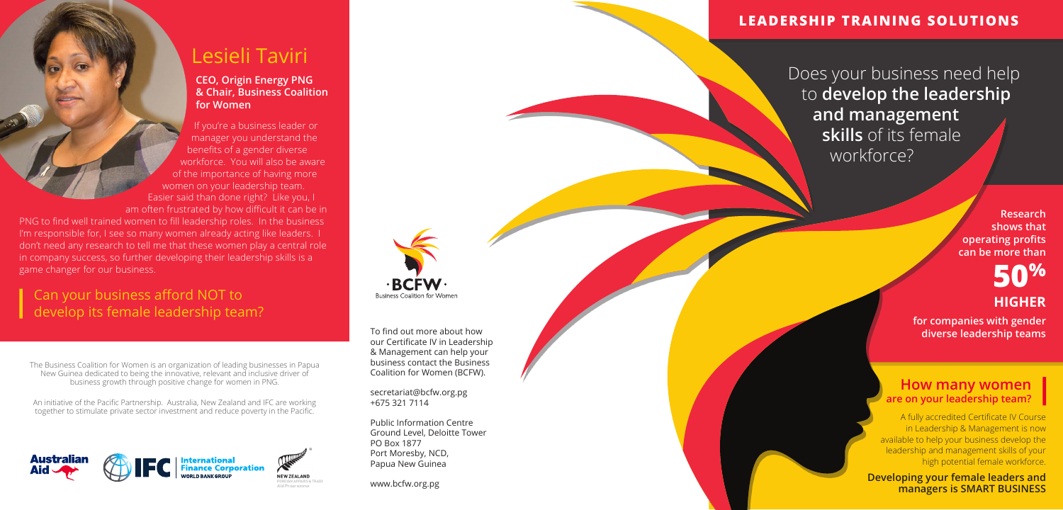# Lesieli Taviri

**CEO, Origin Energy PNG & Chair, Business Coalition for Women**

If you're a business leader or manager you understand the benefits of a gender diverse workforce. You will also be aware of the importance of having more women on your leadership team. Easier said than done right? Like you, I am often frustrated by how difficult it can be in PNG to find well trained women to fill leadership roles. In the business I'm responsible for, I see so many women already acting like leaders. I don't need any research to tell me that these women play a central role in company success, so further developing their leadership skills is a game changer for our business.

## Can your business afford NOT to develop its female leadership team?

The Business Coalition for Women is an organization of leading businesses in Papua New Guinea dedicated to being the innovative, relevant and inclusive driver of business growth through positive change for women in PNG.

An initiative of the Pacific Partnership. Australia, New Zealand and IFC are working together to stimulate private sector investment and reduce poverty in the Pacific.

Australian Aid | IFC International Finance Corporation WORLD BANK GROUP | NEW ZEALAND FOREIGN AFFAIRS & TRADE Aid Programme

· BCFW ·
Business Coalition for Women

To find out more about how our Certificate IV in Leadership & Management can help your business contact the Business Coalition for Women (BCFW).

secretariat@bcfw.org.pg
+675 321 7114

Public Information Centre
Ground Level, Deloitte Tower
PO Box 1877
Port Moresby, NCD,
Papua New Guinea

www.bcfw.org.pg

## LEADERSHIP TRAINING SOLUTIONS

Does your business need help to **develop the leadership and management skills** of its female workforce?

**Research shows that operating profits can be more than**

**50% HIGHER**

**for companies with gender diverse leadership teams**

## How many women are on your leadership team?

A fully accredited Certificate IV Course in Leadership & Management is now available to help your business develop the leadership and management skills of your high potential female workforce.

**Developing your female leaders and managers is SMART BUSINESS**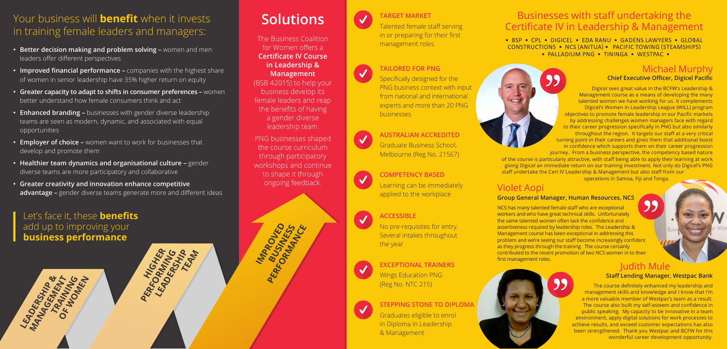## Your business will **benefit** when it invests in training female leaders and managers:

- **Better decision making and problem solving –** women and men leaders offer different perspectives
- **Improved financial performance –** companies with the highest share of women in senior leadership have 35% higher return on equity
- **Greater capacity to adapt to shifts in consumer preferences –** women better understand how female consumers think and act
- **Enhanced branding –** businesses with gender diverse leadership teams are seen as modern, dynamic, and associated with equal opportunities
- **Employer of choice –** women want to work for businesses that develop and promote them
- **Healthier team dynamics and organisational culture –** gender diverse teams are more participatory and collaborative
- **Greater creativity and innovation enhance competitive advantage –** gender diverse teams generate more and different ideas

Let's face it, these **benefits** add up to improving your **business performance**

LEADERSHIP & MANAGEMENT TRAINING OF WOMEN

HIGHER PERFORMING LEADERSHIP TEAM

IMPROVED BUSINESS PERFORMANCE

# Solutions

The Business Coalition for Women offers a **Certificate IV Course in Leadership & Management** (BSB 42015) to help your business develop its female leaders and reap the benefits of having a gender diverse leadership team.

PNG businesses shaped the course curriculum through participatory workshops and continue to shape it through ongoing feedback.

### TARGET MARKET

Talented female staff serving in or preparing for their first management roles

### TAILORED FOR PNG

Specifically designed for the PNG business context with input from national and international experts and more than 20 PNG businesses

### AUSTRALIAN ACCREDITED

Graduate Business School, Melbourne (Reg No. 21567)

### COMPETENCY BASED

Learning can be immediately applied to the workplace

### ACCESSIBLE

No pre-requisites for entry. Several intakes throughout the year

### EXCEPTIONAL TRAINERS

Wings Education PNG (Reg No. NTC 215)

### STEPPING STONE TO DIPLOMA

Graduates eligible to enrol in Diploma in Leadership & Management

## Businesses with staff undertaking the Certificate IV in Leadership & Management

• BSP • CPL • DIGICEL • EDA RANU • GADENS LAWYERS • GLOBAL CONSTRUCTIONS • NCS (ANITUA) • PACIFIC TOWING (STEAMSHIPS) • PALLADIUM PNG • TININGA • WESTPAC •

### Michael Murphy

**Chief Executive Officer, Digicel Pacific**

Digicel sees great value in the BCFW's Leadership & Management course as a means of developing the many talented women we have working for us. It complements Digicel's Women In Leadership League (WILL) program objectives to promote female leadership in our Pacific markets by addressing challenges women managers face with regard to their career progression specifically in PNG but also similarly throughout the region. It targets our staff at a very critical turning point in their careers and gives them that additional boost in confidence which supports them on their career progression journey. From a business perspective, the competency based nature of the course is particularly attractive, with staff being able to apply their learning at work giving Digicel an immediate return on our training investment. Not only do Digicel's PNG staff undertake the Cert IV Leadership & Management but also staff from our operations in Samoa, Fiji and Tonga.

### Violet Aopi

**Group General Manager, Human Resources, NCS**

NCS has many talented female staff who are exceptional workers and who have great technical skills. Unfortunately the same talented women often lack the confidence and assertiveness required by leadership roles. The Leadership & Management course has been exceptional in addressing this problem and we're seeing our staff become increasingly confident as they progress through the training. The course certainly contributed to the recent promotion of two NCS women in to their first management roles.

### Judith Mule

**Staff Lending Manager, Westpac Bank**

The course definitely enhanced my leadership and management skills and knowledge and I know that I'm a more valuable member of Westpac's team as a result. The course also built my self-esteem and confidence in public speaking. My capacity to be innovative in a team environment, apply digital solutions for work processes to achieve results, and exceed customer expectations has also been strengthened. Thank you Westpac and BCFW for this wonderful career development opportunity.